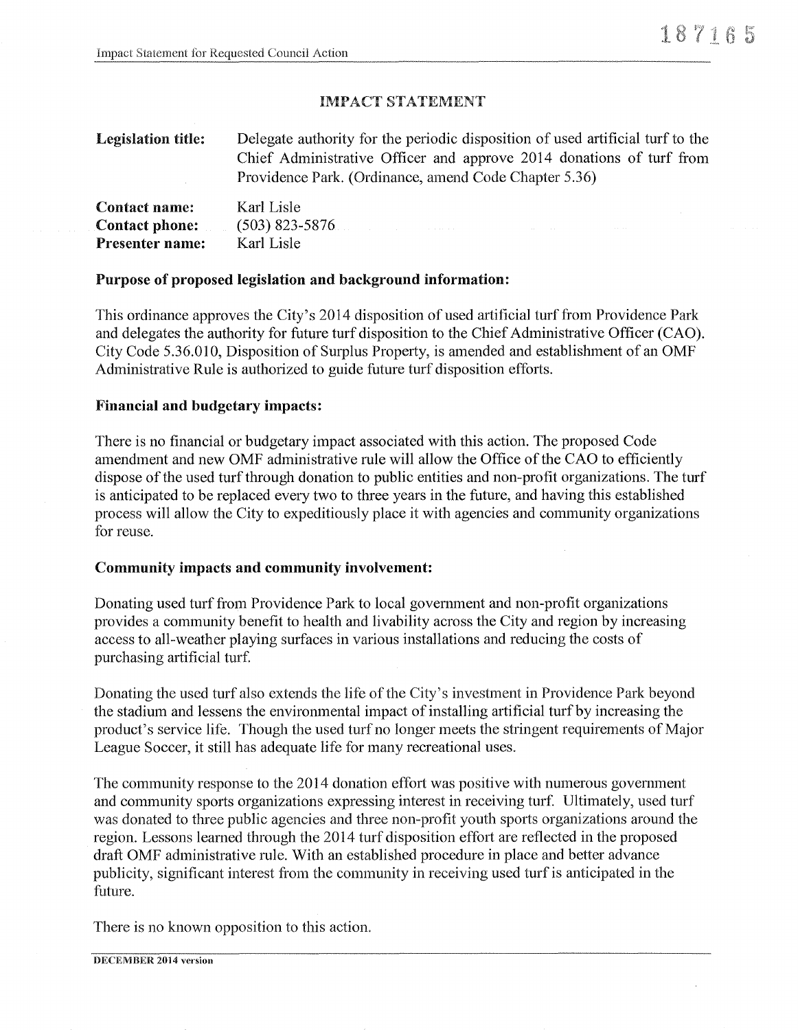# IMPACT STATEMENT

| | |
|---|---|
| **Legislation title:** | Delegate authority for the periodic disposition of used artificial turf to the Chief Administrative Officer and approve 2014 donations of turf from Providence Park. (Ordinance, amend Code Chapter 5.36) |
| **Contact name:** | Karl Lisle |
| **Contact phone:** | (503) 823-5876 |
| **Presenter name:** | Karl Lisle |

**Purpose of proposed legislation and background information:**

This ordinance approves the City's 2014 disposition of used artificial turf from Providence Park and delegates the authority for future turf disposition to the Chief Administrative Officer (CAO). City Code 5.36.010, Disposition of Surplus Property, is amended and establishment of an OMF Administrative Rule is authorized to guide future turf disposition efforts.

**Financial and budgetary impacts:**

There is no financial or budgetary impact associated with this action. The proposed Code amendment and new OMF administrative rule will allow the Office of the CAO to efficiently dispose of the used turf through donation to public entities and non-profit organizations. The turf is anticipated to be replaced every two to three years in the future, and having this established process will allow the City to expeditiously place it with agencies and community organizations for reuse.

**Community impacts and community involvement:**

Donating used turf from Providence Park to local government and non-profit organizations provides a community benefit to health and livability across the City and region by increasing access to all-weather playing surfaces in various installations and reducing the costs of purchasing artificial turf.

Donating the used turf also extends the life of the City's investment in Providence Park beyond the stadium and lessens the environmental impact of installing artificial turf by increasing the product's service life. Though the used turf no longer meets the stringent requirements of Major League Soccer, it still has adequate life for many recreational uses.

The community response to the 2014 donation effort was positive with numerous government and community sports organizations expressing interest in receiving turf. Ultimately, used turf was donated to three public agencies and three non-profit youth sports organizations around the region. Lessons learned through the 2014 turf disposition effort are reflected in the proposed draft OMF administrative rule. With an established procedure in place and better advance publicity, significant interest from the community in receiving used turf is anticipated in the future.

There is no known opposition to this action.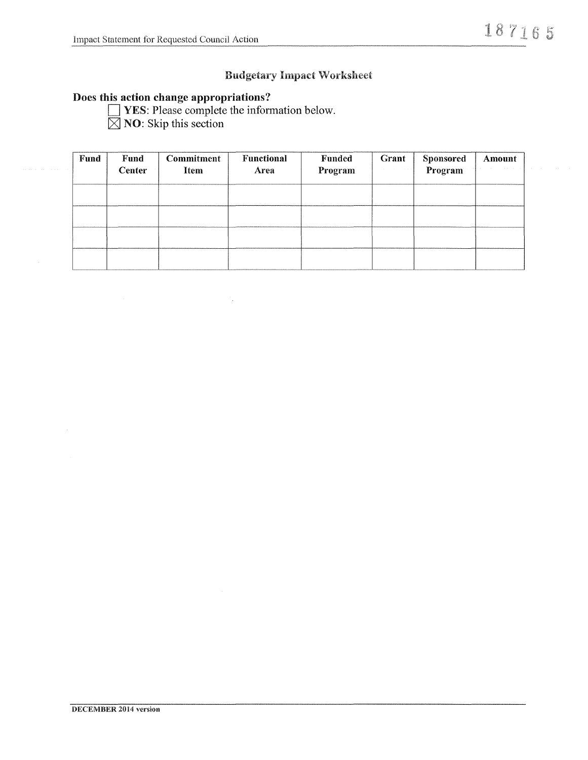## Budgetary Impact Worksheet

**Does this action change appropriations?**

☐ **YES**: Please complete the information below.

☒ **NO**: Skip this section

| Fund | Fund Center | Commitment Item | Functional Area | Funded Program | Grant | Sponsored Program | Amount |
|---|---|---|---|---|---|---|---|
| | | | | | | | |
| | | | | | | | |
| | | | | | | | |
| | | | | | | | |